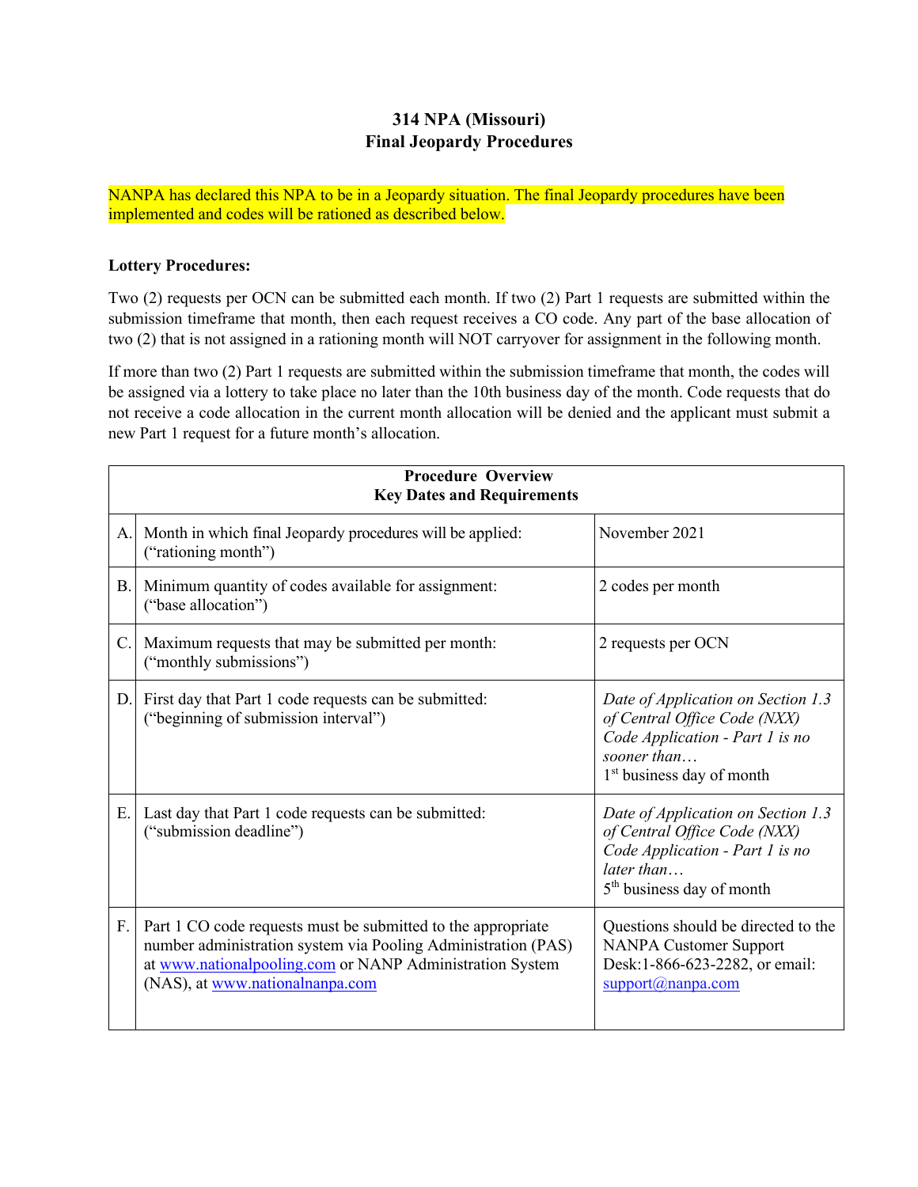# 314 NPA (Missouri)
# Final Jeopardy Procedures

NANPA has declared this NPA to be in a Jeopardy situation. The final Jeopardy procedures have been implemented and codes will be rationed as described below.

**Lottery Procedures:**

Two (2) requests per OCN can be submitted each month. If two (2) Part 1 requests are submitted within the submission timeframe that month, then each request receives a CO code. Any part of the base allocation of two (2) that is not assigned in a rationing month will NOT carryover for assignment in the following month.

If more than two (2) Part 1 requests are submitted within the submission timeframe that month, the codes will be assigned via a lottery to take place no later than the 10th business day of the month. Code requests that do not receive a code allocation in the current month allocation will be denied and the applicant must submit a new Part 1 request for a future month's allocation.

| **Procedure Overview<br>Key Dates and Requirements** | | |
|---|---|---|
| A. | Month in which final Jeopardy procedures will be applied: ("rationing month") | November 2021 |
| B. | Minimum quantity of codes available for assignment: ("base allocation") | 2 codes per month |
| C. | Maximum requests that may be submitted per month: ("monthly submissions") | 2 requests per OCN |
| D. | First day that Part 1 code requests can be submitted: ("beginning of submission interval") | *Date of Application on Section 1.3 of Central Office Code (NXX) Code Application - Part 1 is no sooner than…*<br>1st business day of month |
| E. | Last day that Part 1 code requests can be submitted: ("submission deadline") | *Date of Application on Section 1.3 of Central Office Code (NXX) Code Application - Part 1 is no later than…*<br>5th business day of month |
| F. | Part 1 CO code requests must be submitted to the appropriate number administration system via Pooling Administration (PAS) at www.nationalpooling.com or NANP Administration System (NAS), at www.nationalnanpa.com | Questions should be directed to the NANPA Customer Support Desk:1-866-623-2282, or email: support@nanpa.com |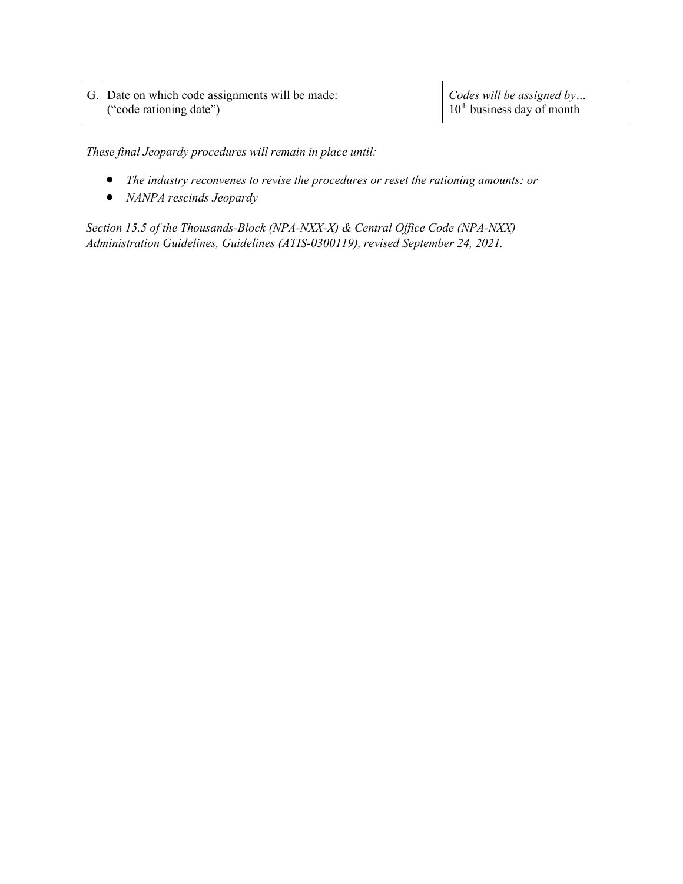| | | |
| --- | --- | --- |
| G. | Date on which code assignments will be made: ("code rationing date") | *Codes will be assigned by…* 10th business day of month |

*These final Jeopardy procedures will remain in place until:*

- *The industry reconvenes to revise the procedures or reset the rationing amounts: or*
- *NANPA rescinds Jeopardy*

*Section 15.5 of the Thousands-Block (NPA-NXX-X) & Central Office Code (NPA-NXX) Administration Guidelines, Guidelines (ATIS-0300119), revised September 24, 2021.*